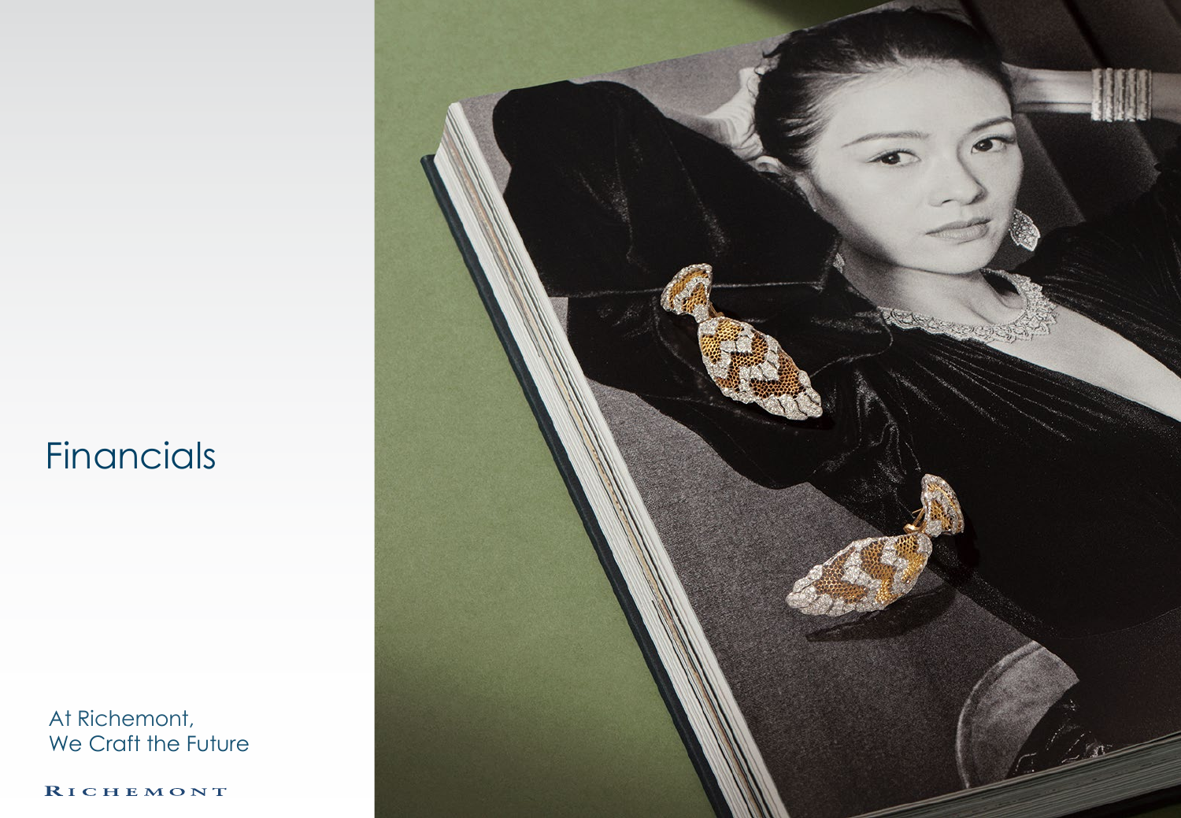# Financials

At Richemont,
We Craft the Future

RICHEMONT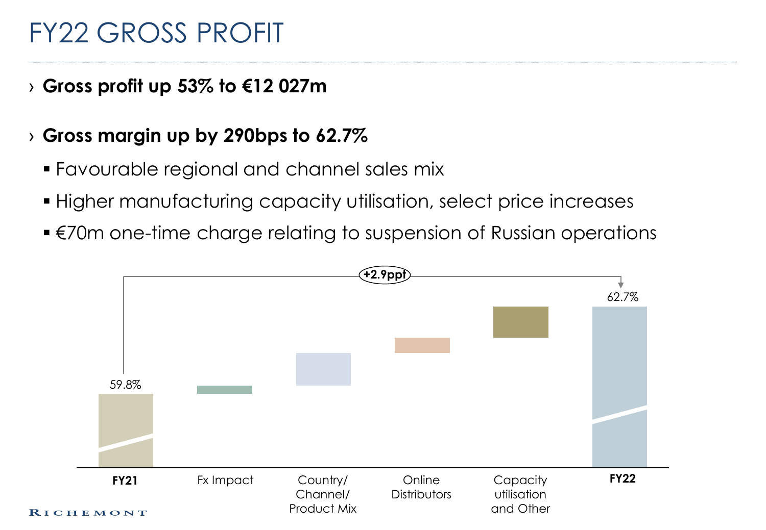# FY22 GROSS PROFIT

› **Gross profit up 53% to €12 027m**

› **Gross margin up by 290bps to 62.7%**

- Favourable regional and channel sales mix
- Higher manufacturing capacity utilisation, select price increases
- €70m one-time charge relating to suspension of Russian operations

+2.9ppt

59.8%

62.7%

**FY21** | Fx Impact | Country/ Channel/ Product Mix | Online Distributors | Capacity utilisation and Other | **FY22**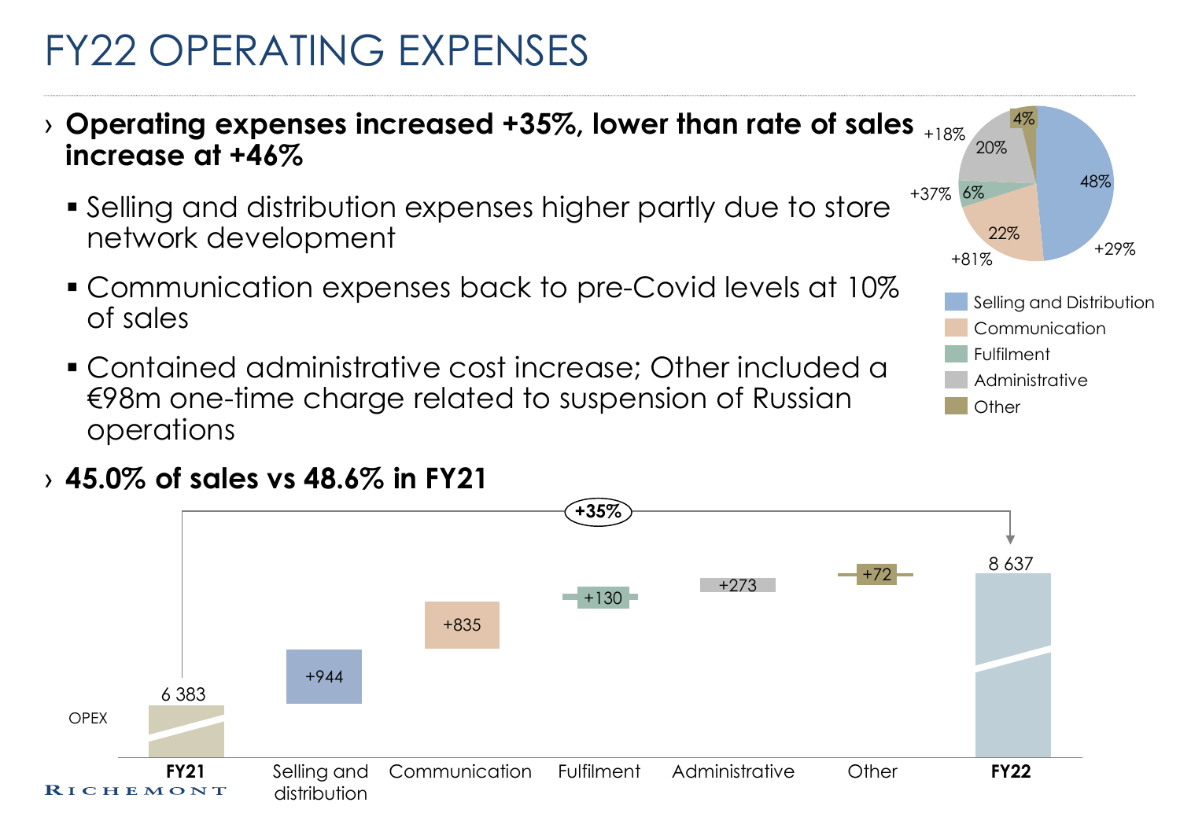# FY22 OPERATING EXPENSES

› **Operating expenses increased +35%, lower than rate of sales increase at +46%**

- Selling and distribution expenses higher partly due to store network development
- Communication expenses back to pre-Covid levels at 10% of sales
- Contained administrative cost increase; Other included a €98m one-time charge related to suspension of Russian operations

› **45.0% of sales vs 48.6% in FY21**

| | Share of FY22 OPEX | Growth |
|---|---|---|
| Selling and Distribution | 48% | +29% |
| Communication | 22% | +81% |
| Fulfilment | 6% | +37% |
| Administrative | 20% | +18% |
| Other | 4% | |

| OPEX | FY21 | Selling and distribution | Communication | Fulfilment | Administrative | Other | FY22 |
|---|---|---|---|---|---|---|---|
| | 6 383 | +944 | +835 | +130 | +273 | +72 | 8 637 |

FY21 to FY22: +35%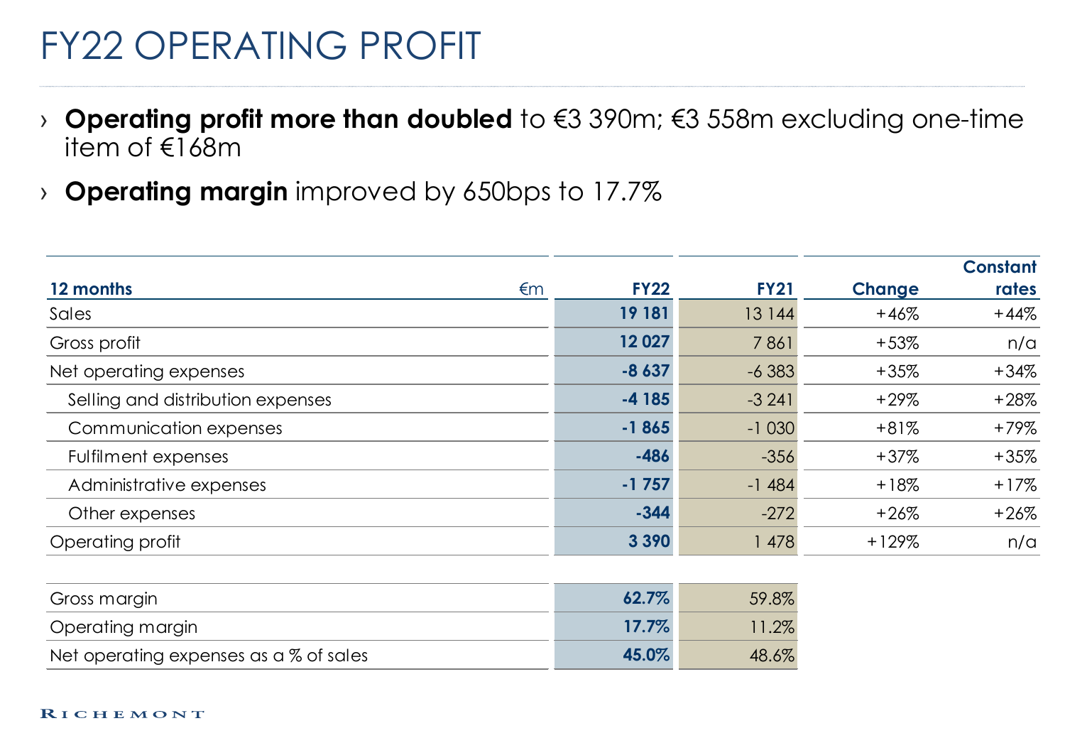# FY22 OPERATING PROFIT

- **Operating profit more than doubled** to €3 390m; €3 558m excluding one-time item of €168m
- **Operating margin** improved by 650bps to 17.7%

| **12 months** €m | **FY22** | **FY21** | **Change** | **Constant rates** |
|---|---|---|---|---|
| Sales | **19 181** | 13 144 | +46% | +44% |
| Gross profit | **12 027** | 7 861 | +53% | n/a |
| Net operating expenses | **-8 637** | -6 383 | +35% | +34% |
| Selling and distribution expenses | **-4 185** | -3 241 | +29% | +28% |
| Communication expenses | **-1 865** | -1 030 | +81% | +79% |
| Fulfilment expenses | **-486** | -356 | +37% | +35% |
| Administrative expenses | **-1 757** | -1 484 | +18% | +17% |
| Other expenses | **-344** | -272 | +26% | +26% |
| Operating profit | **3 390** | 1 478 | +129% | n/a |

| | **FY22** | **FY21** |
|---|---|---|
| Gross margin | **62.7%** | 59.8% |
| Operating margin | **17.7%** | 11.2% |
| Net operating expenses as a % of sales | **45.0%** | 48.6% |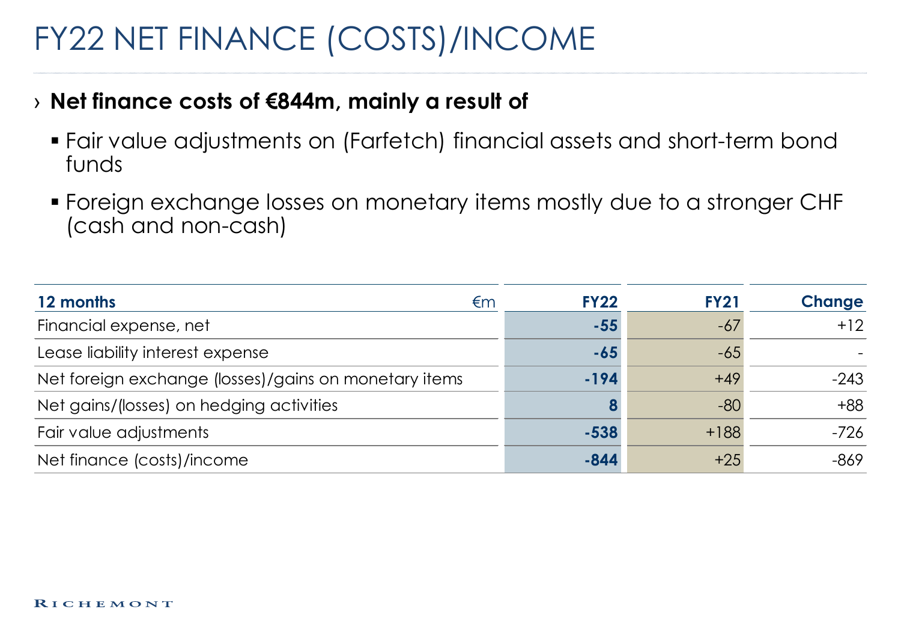# FY22 NET FINANCE (COSTS)/INCOME

› **Net finance costs of €844m, mainly a result of**

- Fair value adjustments on (Farfetch) financial assets and short-term bond funds
- Foreign exchange losses on monetary items mostly due to a stronger CHF (cash and non-cash)

| 12 months €m | FY22 | FY21 | Change |
|---|---|---|---|
| Financial expense, net | **-55** | -67 | +12 |
| Lease liability interest expense | **-65** | -65 | - |
| Net foreign exchange (losses)/gains on monetary items | **-194** | +49 | -243 |
| Net gains/(losses) on hedging activities | **8** | -80 | +88 |
| Fair value adjustments | **-538** | +188 | -726 |
| Net finance (costs)/income | **-844** | +25 | -869 |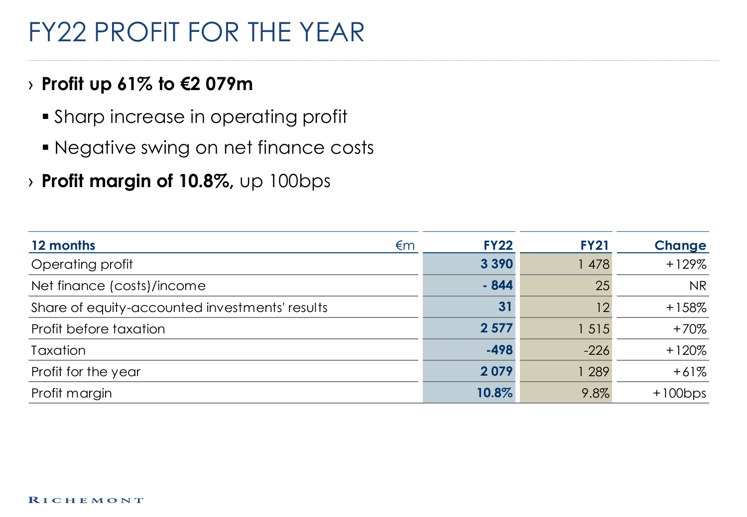# FY22 PROFIT FOR THE YEAR

- **Profit up 61% to €2 079m**
  - Sharp increase in operating profit
  - Negative swing on net finance costs
- **Profit margin of 10.8%,** up 100bps

| 12 months €m | FY22 | FY21 | Change |
|---|---|---|---|
| Operating profit | **3 390** | 1 478 | +129% |
| Net finance (costs)/income | **- 844** | 25 | NR |
| Share of equity-accounted investments' results | **31** | 12 | +158% |
| Profit before taxation | **2 577** | 1 515 | +70% |
| Taxation | **-498** | -226 | +120% |
| Profit for the year | **2 079** | 1 289 | +61% |
| Profit margin | **10.8%** | 9.8% | +100bps |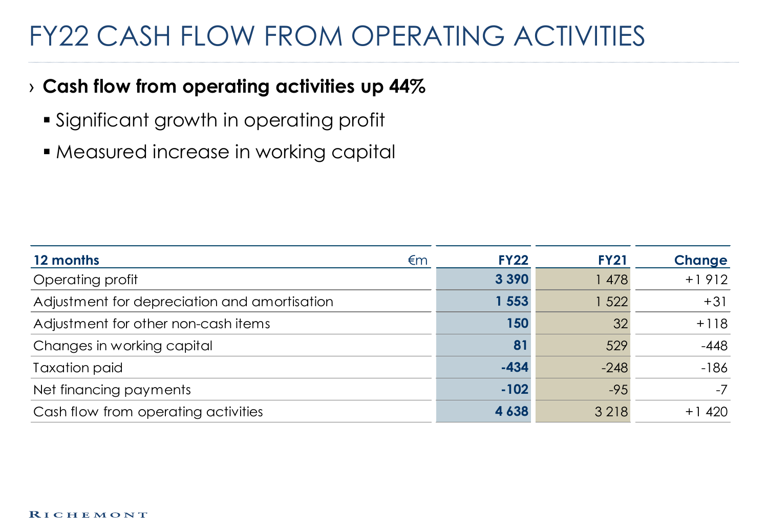# FY22 CASH FLOW FROM OPERATING ACTIVITIES

- **Cash flow from operating activities up 44%**
  - Significant growth in operating profit
  - Measured increase in working capital

| 12 months €m | FY22 | FY21 | Change |
|---|---|---|---|
| Operating profit | **3 390** | 1 478 | +1 912 |
| Adjustment for depreciation and amortisation | **1 553** | 1 522 | +31 |
| Adjustment for other non-cash items | **150** | 32 | +118 |
| Changes in working capital | **81** | 529 | -448 |
| Taxation paid | **-434** | -248 | -186 |
| Net financing payments | **-102** | -95 | -7 |
| Cash flow from operating activities | **4 638** | 3 218 | +1 420 |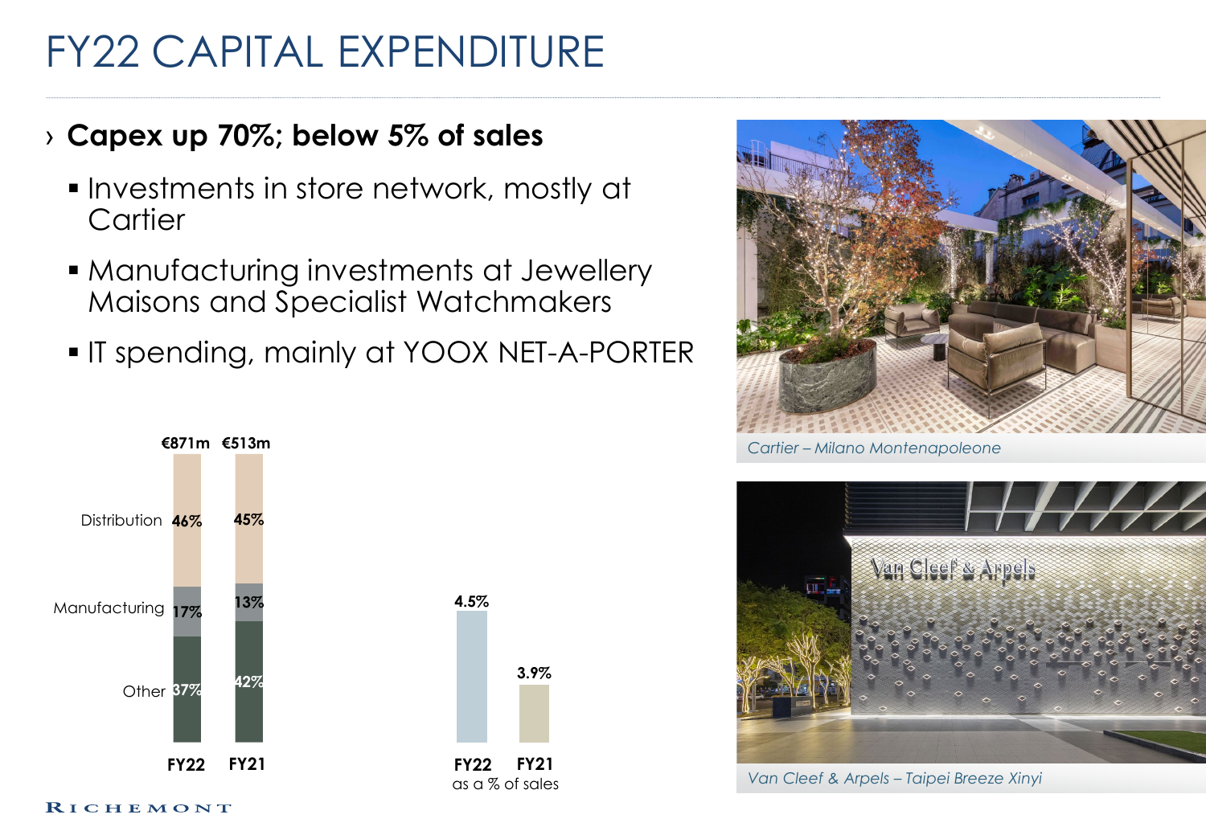# FY22 CAPITAL EXPENDITURE

› **Capex up 70%; below 5% of sales**

- Investments in store network, mostly at Cartier
- Manufacturing investments at Jewellery Maisons and Specialist Watchmakers
- IT spending, mainly at YOOX NET-A-PORTER

| | FY22 | FY21 |
|---|---|---|
| Total | €871m | €513m |
| Distribution | 46% | 45% |
| Manufacturing | 17% | 13% |
| Other | 37% | 42% |

| | FY22 | FY21 |
|---|---|---|
| as a % of sales | 4.5% | 3.9% |

*Cartier – Milano Montenapoleone*

*Van Cleef & Arpels – Taipei Breeze Xinyi*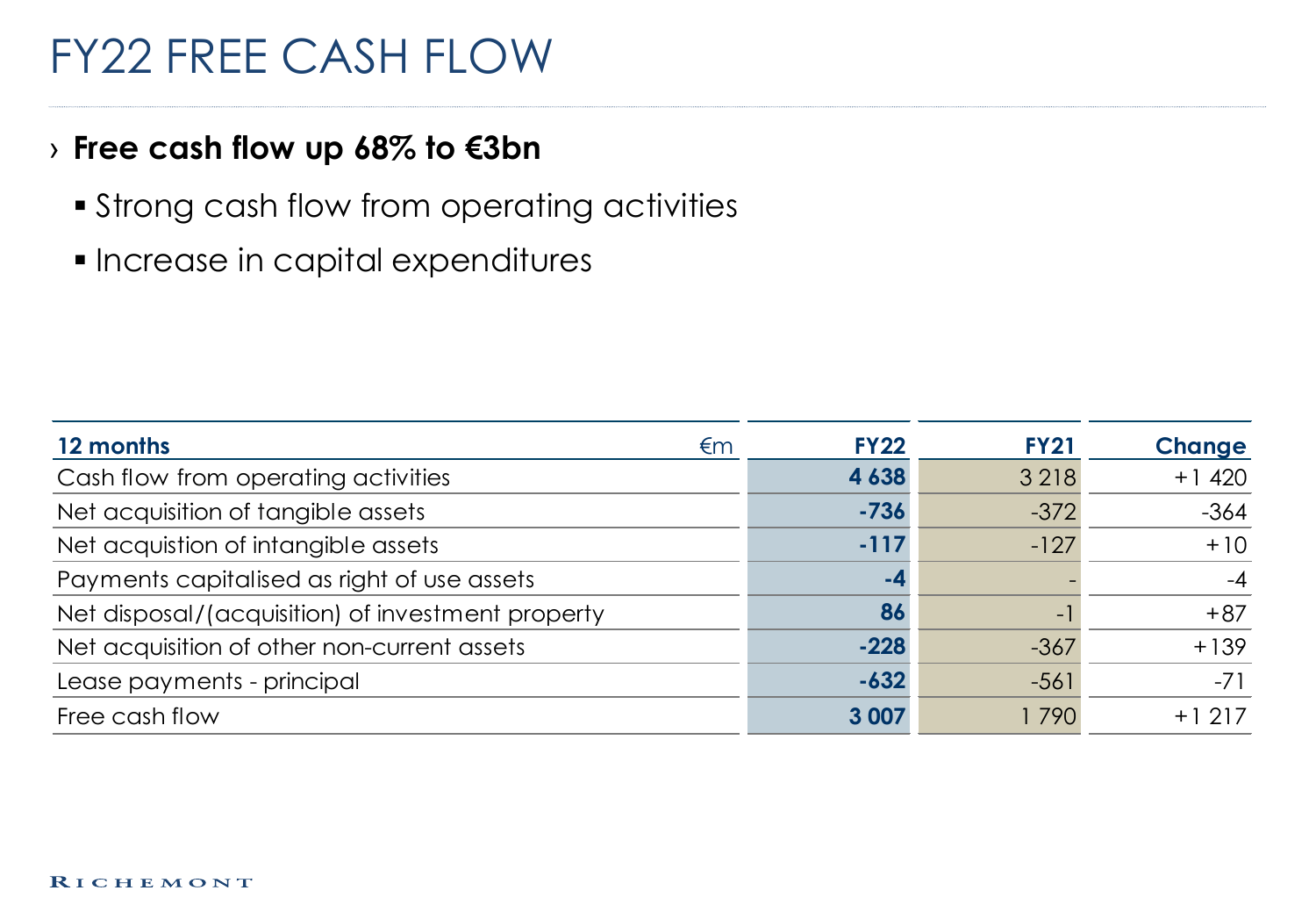# FY22 FREE CASH FLOW

› **Free cash flow up 68% to €3bn**

- Strong cash flow from operating activities
- Increase in capital expenditures

| 12 months €m | FY22 | FY21 | Change |
|---|---|---|---|
| Cash flow from operating activities | **4 638** | 3 218 | +1 420 |
| Net acquisition of tangible assets | **-736** | -372 | -364 |
| Net acquistion of intangible assets | **-117** | -127 | +10 |
| Payments capitalised as right of use assets | **-4** | - | -4 |
| Net disposal/(acquisition) of investment property | **86** | -1 | +87 |
| Net acquisition of other non-current assets | **-228** | -367 | +139 |
| Lease payments - principal | **-632** | -561 | -71 |
| Free cash flow | **3 007** | 1 790 | +1 217 |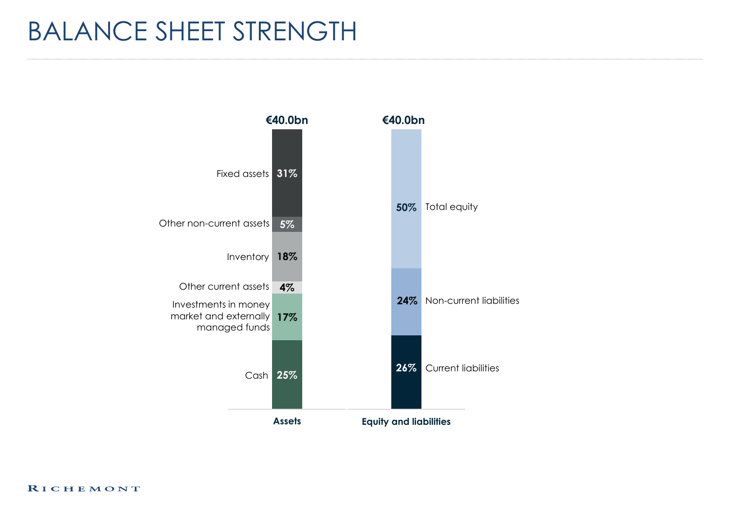# BALANCE SHEET STRENGTH

| Assets | €40.0bn |
|---|---|
| Fixed assets | 31% |
| Other non-current assets | 5% |
| Inventory | 18% |
| Other current assets | 4% |
| Investments in money market and externally managed funds | 17% |
| Cash | 25% |

| Equity and liabilities | €40.0bn |
|---|---|
| Total equity | 50% |
| Non-current liabilities | 24% |
| Current liabilities | 26% |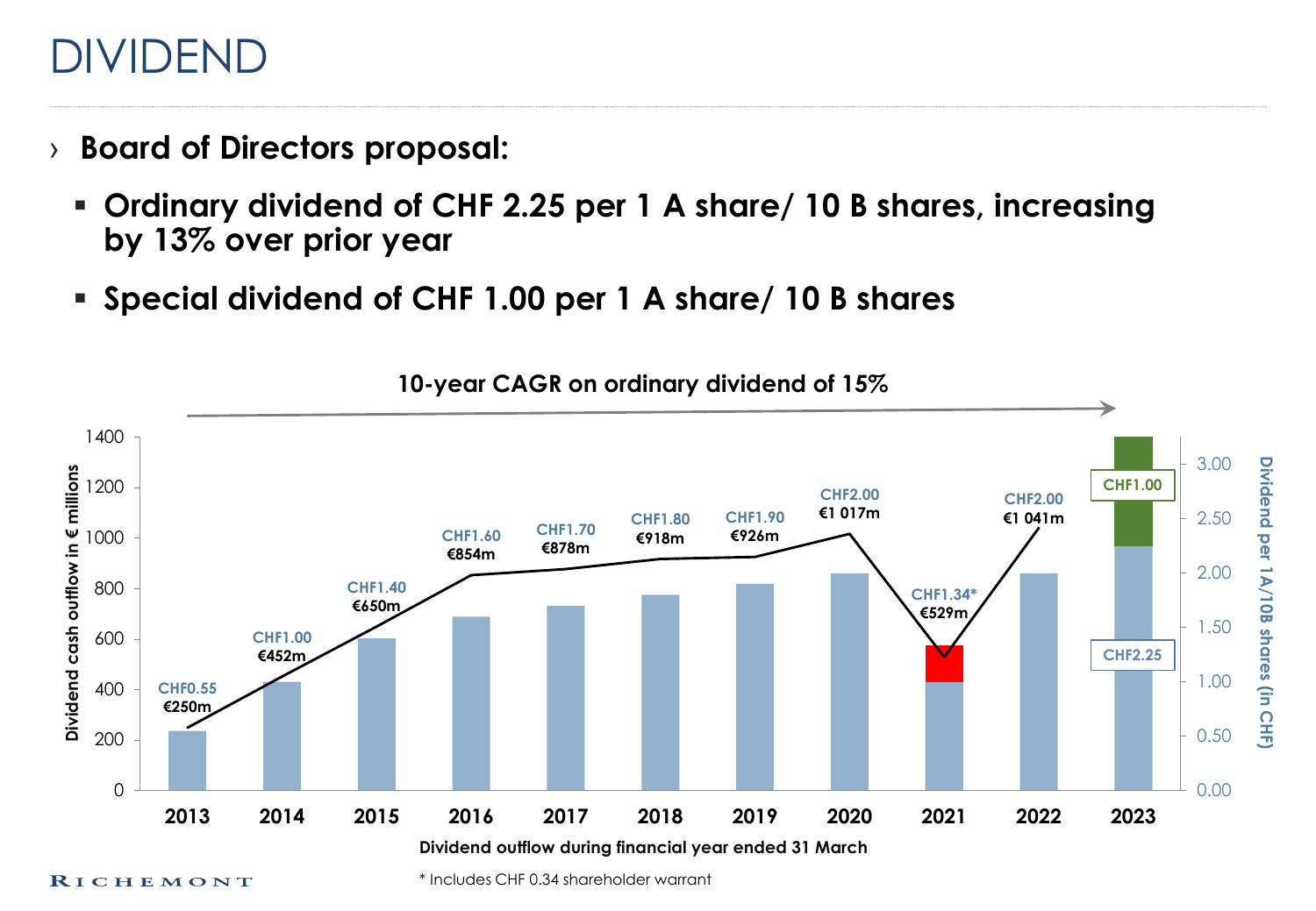# DIVIDEND

- **Board of Directors proposal:**
  - **Ordinary dividend of CHF 2.25 per 1 A share/ 10 B shares, increasing by 13% over prior year**
  - **Special dividend of CHF 1.00 per 1 A share/ 10 B shares**

**10-year CAGR on ordinary dividend of 15%**

Dividend cash outflow in € millions

0
200
400
600
800
1000
1200
1400

Dividend per 1A/10B shares (in CHF)

0.00
0.50
1.00
1.50
2.00
2.50
3.00

2013: CHF0.55, €250m
2014: CHF1.00, €452m
2015: CHF1.40, €650m
2016: CHF1.60, €854m
2017: CHF1.70, €878m
2018: CHF1.80, €918m
2019: CHF1.90, €926m
2020: CHF2.00, €1 017m
2021: CHF1.34*, €529m
2022: CHF2.00, €1 041m
2023: CHF2.25, CHF1.00

Dividend outflow during financial year ended 31 March

\* Includes CHF 0.34 shareholder warrant